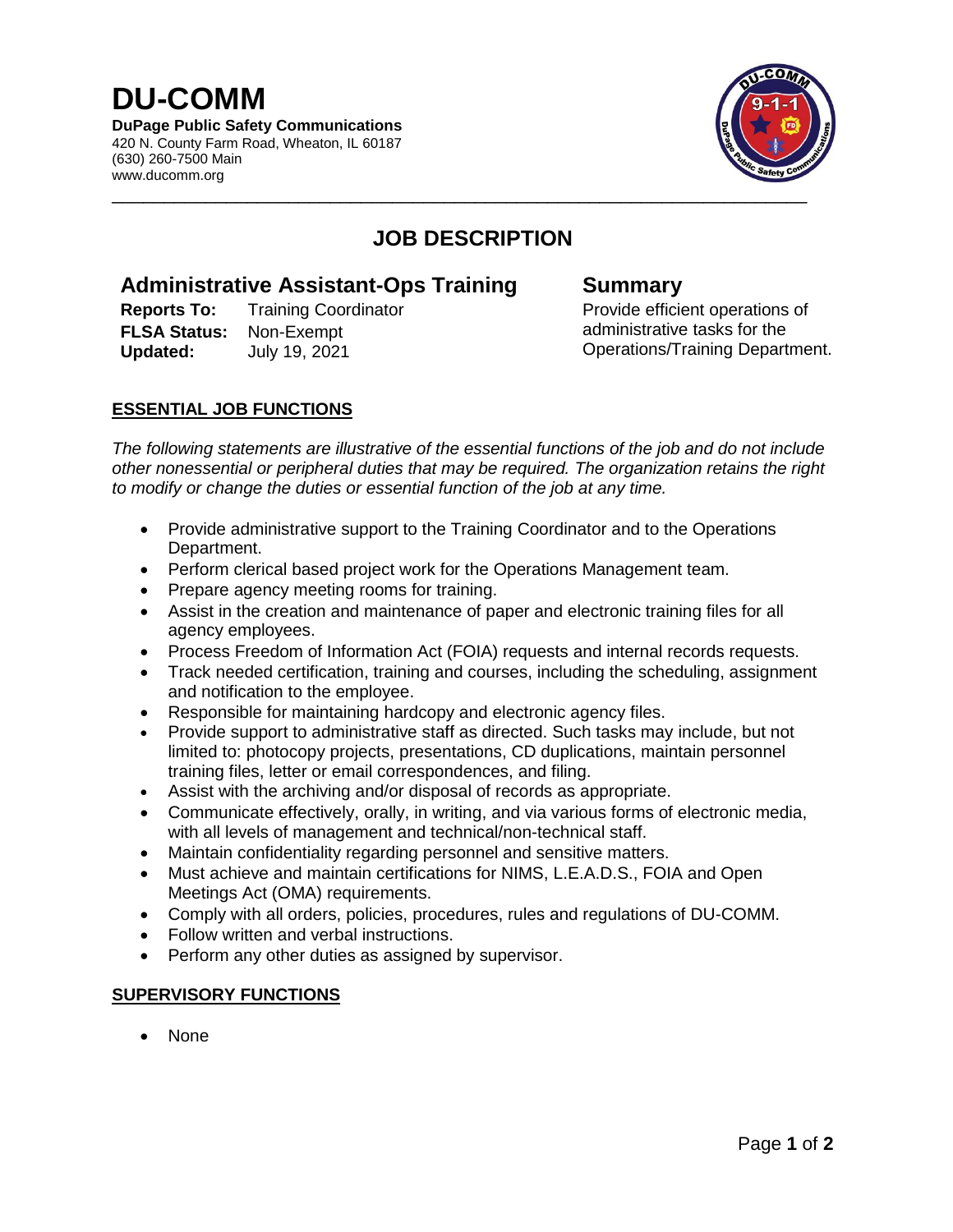# DU-COMM

**DuPage Public Safety Communications**
420 N. County Farm Road, Wheaton, IL 60187
(630) 260-7500 Main
www.ducomm.org

## JOB DESCRIPTION

### Administrative Assistant-Ops Training

**Reports To:** Training Coordinator
**FLSA Status:** Non-Exempt
**Updated:** July 19, 2021

### Summary

Provide efficient operations of administrative tasks for the Operations/Training Department.

**ESSENTIAL JOB FUNCTIONS**

*The following statements are illustrative of the essential functions of the job and do not include other nonessential or peripheral duties that may be required. The organization retains the right to modify or change the duties or essential function of the job at any time.*

- Provide administrative support to the Training Coordinator and to the Operations Department.
- Perform clerical based project work for the Operations Management team.
- Prepare agency meeting rooms for training.
- Assist in the creation and maintenance of paper and electronic training files for all agency employees.
- Process Freedom of Information Act (FOIA) requests and internal records requests.
- Track needed certification, training and courses, including the scheduling, assignment and notification to the employee.
- Responsible for maintaining hardcopy and electronic agency files.
- Provide support to administrative staff as directed. Such tasks may include, but not limited to: photocopy projects, presentations, CD duplications, maintain personnel training files, letter or email correspondences, and filing.
- Assist with the archiving and/or disposal of records as appropriate.
- Communicate effectively, orally, in writing, and via various forms of electronic media, with all levels of management and technical/non-technical staff.
- Maintain confidentiality regarding personnel and sensitive matters.
- Must achieve and maintain certifications for NIMS, L.E.A.D.S., FOIA and Open Meetings Act (OMA) requirements.
- Comply with all orders, policies, procedures, rules and regulations of DU-COMM.
- Follow written and verbal instructions.
- Perform any other duties as assigned by supervisor.

**SUPERVISORY FUNCTIONS**

- None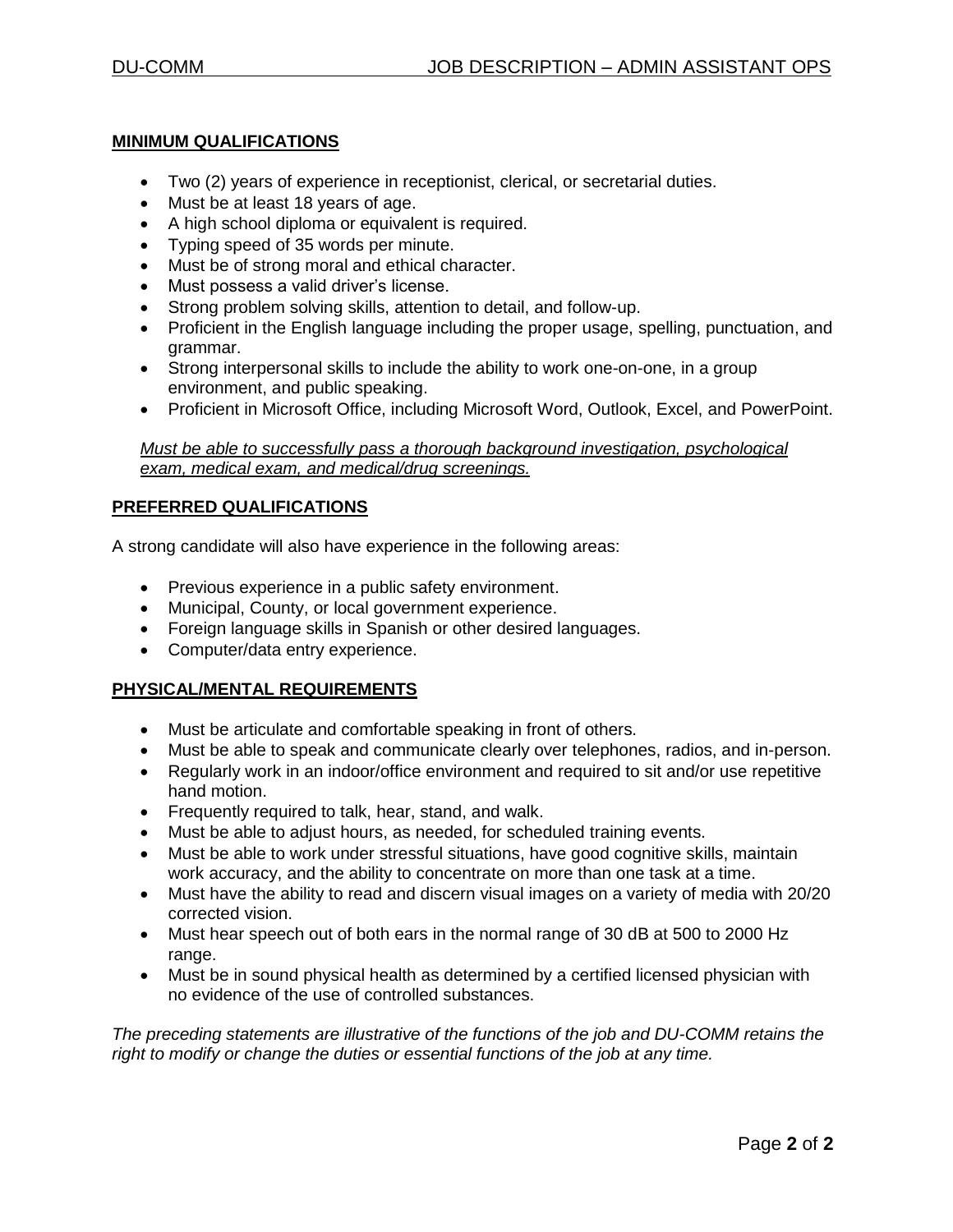## MINIMUM QUALIFICATIONS

- Two (2) years of experience in receptionist, clerical, or secretarial duties.
- Must be at least 18 years of age.
- A high school diploma or equivalent is required.
- Typing speed of 35 words per minute.
- Must be of strong moral and ethical character.
- Must possess a valid driver's license.
- Strong problem solving skills, attention to detail, and follow-up.
- Proficient in the English language including the proper usage, spelling, punctuation, and grammar.
- Strong interpersonal skills to include the ability to work one-on-one, in a group environment, and public speaking.
- Proficient in Microsoft Office, including Microsoft Word, Outlook, Excel, and PowerPoint.

*Must be able to successfully pass a thorough background investigation, psychological exam, medical exam, and medical/drug screenings.*

## PREFERRED QUALIFICATIONS

A strong candidate will also have experience in the following areas:

- Previous experience in a public safety environment.
- Municipal, County, or local government experience.
- Foreign language skills in Spanish or other desired languages.
- Computer/data entry experience.

## PHYSICAL/MENTAL REQUIREMENTS

- Must be articulate and comfortable speaking in front of others.
- Must be able to speak and communicate clearly over telephones, radios, and in-person.
- Regularly work in an indoor/office environment and required to sit and/or use repetitive hand motion.
- Frequently required to talk, hear, stand, and walk.
- Must be able to adjust hours, as needed, for scheduled training events.
- Must be able to work under stressful situations, have good cognitive skills, maintain work accuracy, and the ability to concentrate on more than one task at a time.
- Must have the ability to read and discern visual images on a variety of media with 20/20 corrected vision.
- Must hear speech out of both ears in the normal range of 30 dB at 500 to 2000 Hz range.
- Must be in sound physical health as determined by a certified licensed physician with no evidence of the use of controlled substances.

*The preceding statements are illustrative of the functions of the job and DU-COMM retains the right to modify or change the duties or essential functions of the job at any time.*